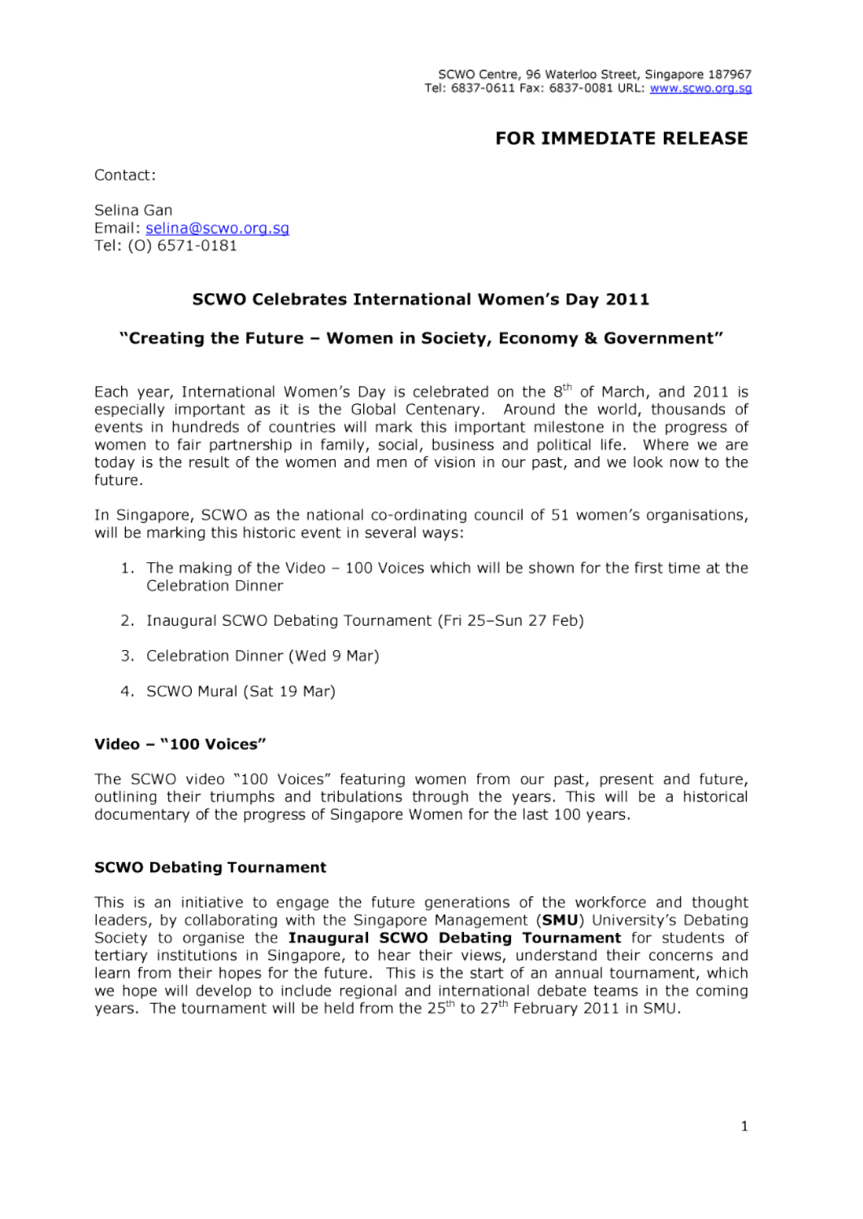SCWO Centre, 96 Waterloo Street, Singapore 187967
Tel: 6837-0611 Fax: 6837-0081 URL: www.scwo.org.sg

**FOR IMMEDIATE RELEASE**

Contact:

Selina Gan
Email: selina@scwo.org.sg
Tel: (O) 6571-0181

## SCWO Celebrates International Women's Day 2011

## "Creating the Future – Women in Society, Economy & Government"

Each year, International Women's Day is celebrated on the 8th of March, and 2011 is especially important as it is the Global Centenary. Around the world, thousands of events in hundreds of countries will mark this important milestone in the progress of women to fair partnership in family, social, business and political life. Where we are today is the result of the women and men of vision in our past, and we look now to the future.

In Singapore, SCWO as the national co-ordinating council of 51 women's organisations, will be marking this historic event in several ways:

1. The making of the Video – 100 Voices which will be shown for the first time at the Celebration Dinner
2. Inaugural SCWO Debating Tournament (Fri 25–Sun 27 Feb)
3. Celebration Dinner (Wed 9 Mar)
4. SCWO Mural (Sat 19 Mar)

### Video – "100 Voices"

The SCWO video "100 Voices" featuring women from our past, present and future, outlining their triumphs and tribulations through the years. This will be a historical documentary of the progress of Singapore Women for the last 100 years.

### SCWO Debating Tournament

This is an initiative to engage the future generations of the workforce and thought leaders, by collaborating with the Singapore Management (**SMU**) University's Debating Society to organise the **Inaugural SCWO Debating Tournament** for students of tertiary institutions in Singapore, to hear their views, understand their concerns and learn from their hopes for the future. This is the start of an annual tournament, which we hope will develop to include regional and international debate teams in the coming years. The tournament will be held from the 25th to 27th February 2011 in SMU.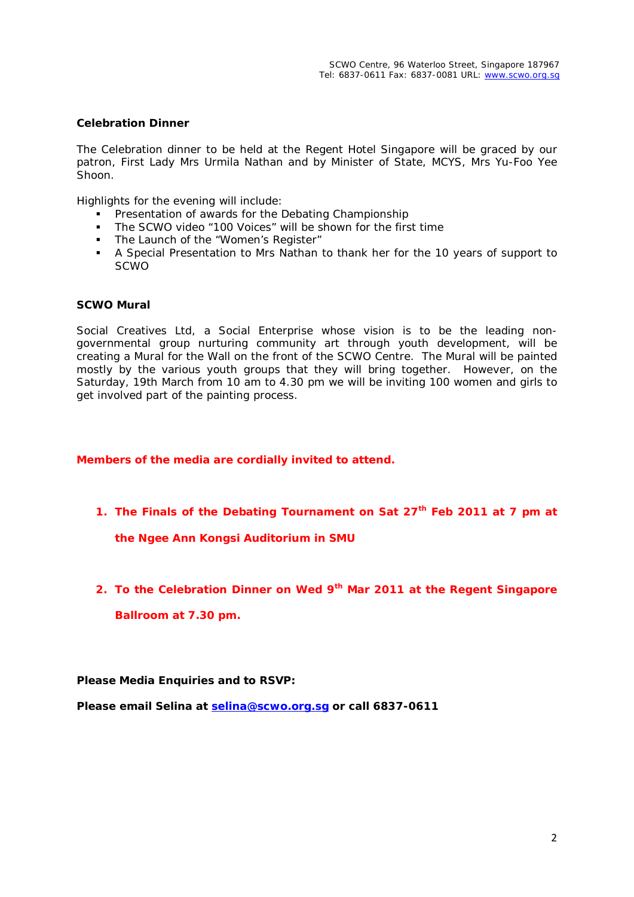SCWO Centre, 96 Waterloo Street, Singapore 187967
Tel: 6837-0611 Fax: 6837-0081 URL: www.scwo.org.sg

**Celebration Dinner**

The Celebration dinner to be held at the Regent Hotel Singapore will be graced by our patron, First Lady Mrs Urmila Nathan and by Minister of State, MCYS, Mrs Yu-Foo Yee Shoon.

Highlights for the evening will include:

- Presentation of awards for the Debating Championship
- The SCWO video "100 Voices" will be shown for the first time
- The Launch of the "Women's Register"
- A Special Presentation to Mrs Nathan to thank her for the 10 years of support to SCWO

**SCWO Mural**

Social Creatives Ltd, a Social Enterprise whose vision is to be the leading non-governmental group nurturing community art through youth development, will be creating a Mural for the Wall on the front of the SCWO Centre. The Mural will be painted mostly by the various youth groups that they will bring together. However, on the Saturday, 19th March from 10 am to 4.30 pm we will be inviting 100 women and girls to get involved part of the painting process.

**Members of the media are cordially invited to attend.**

1. **The Finals of the Debating Tournament on Sat 27th Feb 2011 at 7 pm at the Ngee Ann Kongsi Auditorium in SMU**

2. **To the Celebration Dinner on Wed 9th Mar 2011 at the Regent Singapore Ballroom at 7.30 pm.**

**Please Media Enquiries and to RSVP:**

**Please email Selina at selina@scwo.org.sg or call 6837-0611**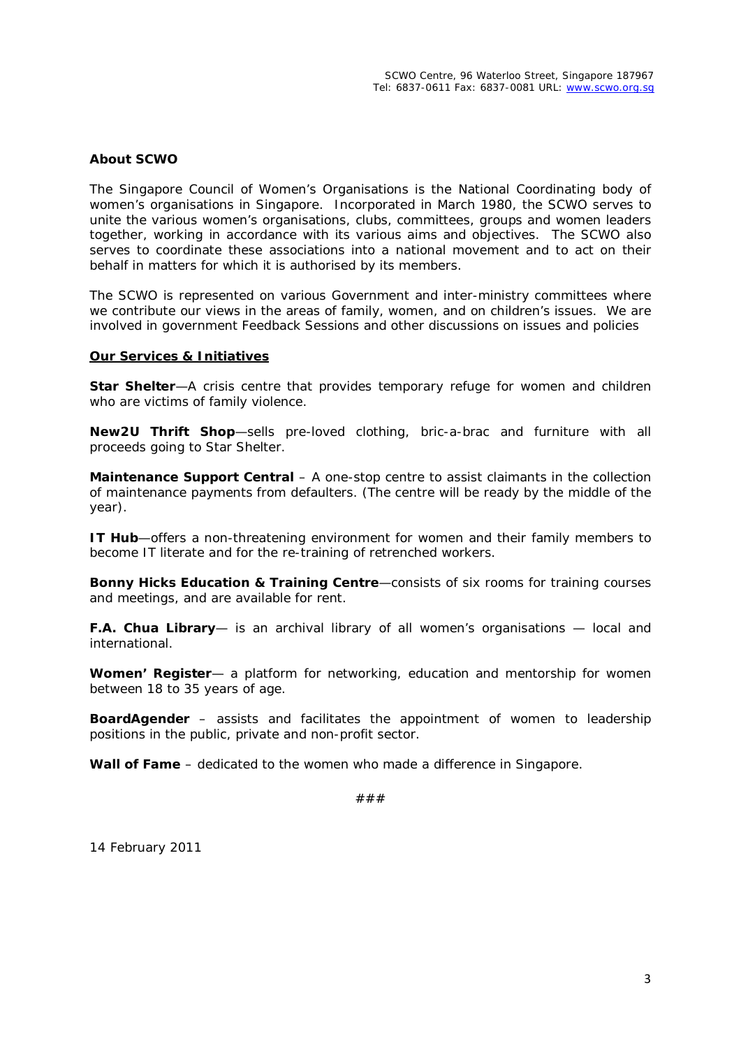SCWO Centre, 96 Waterloo Street, Singapore 187967
Tel: 6837-0611 Fax: 6837-0081 URL: www.scwo.org.sg

**About SCWO**

The Singapore Council of Women's Organisations is the National Coordinating body of women's organisations in Singapore. Incorporated in March 1980, the SCWO serves to unite the various women's organisations, clubs, committees, groups and women leaders together, working in accordance with its various aims and objectives. The SCWO also serves to coordinate these associations into a national movement and to act on their behalf in matters for which it is authorised by its members.

The SCWO is represented on various Government and inter-ministry committees where we contribute our views in the areas of family, women, and on children's issues. We are involved in government Feedback Sessions and other discussions on issues and policies

**Our Services & Initiatives**

**Star Shelter**—A crisis centre that provides temporary refuge for women and children who are victims of family violence.

**New2U Thrift Shop**—sells pre-loved clothing, bric-a-brac and furniture with all proceeds going to Star Shelter.

**Maintenance Support Central** – A one-stop centre to assist claimants in the collection of maintenance payments from defaulters. (The centre will be ready by the middle of the year).

**IT Hub**—offers a non-threatening environment for women and their family members to become IT literate and for the re-training of retrenched workers.

**Bonny Hicks Education & Training Centre**—consists of six rooms for training courses and meetings, and are available for rent.

**F.A. Chua Library**— is an archival library of all women's organisations — local and international.

**Women' Register**— a platform for networking, education and mentorship for women between 18 to 35 years of age.

**BoardAgender** – assists and facilitates the appointment of women to leadership positions in the public, private and non-profit sector.

**Wall of Fame** – dedicated to the women who made a difference in Singapore.

###

14 February 2011